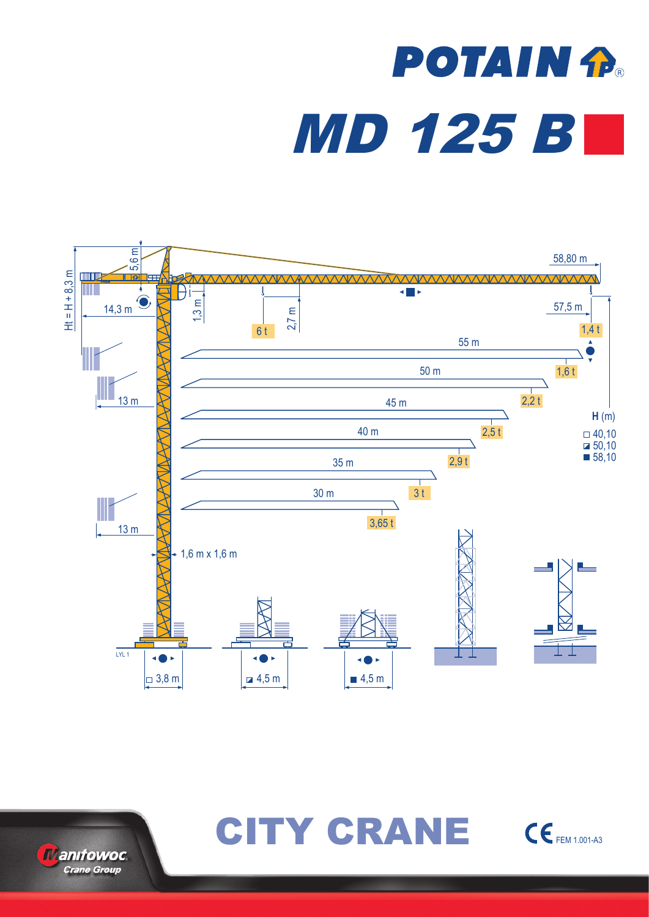# POTAIN

# MD 125 B

58,80 m

5,6 m

Ht = H + 8,3 m

14,3 m

1,3 m

2,7 m

6 t

57,5 m

1,4 t

55 m

1,6 t

50 m

2,2 t

45 m

2,5 t

40 m

2,9 t

35 m

3 t

30 m

3,65 t

13 m

13 m

H (m)

□ 40,10
◪ 50,10
■ 58,10

1,6 m x 1,6 m

LYL 1

□ 3,8 m

◪ 4,5 m

■ 4,5 m

## CITY CRANE

CE FEM 1.001-A3

Manitowoc Crane Group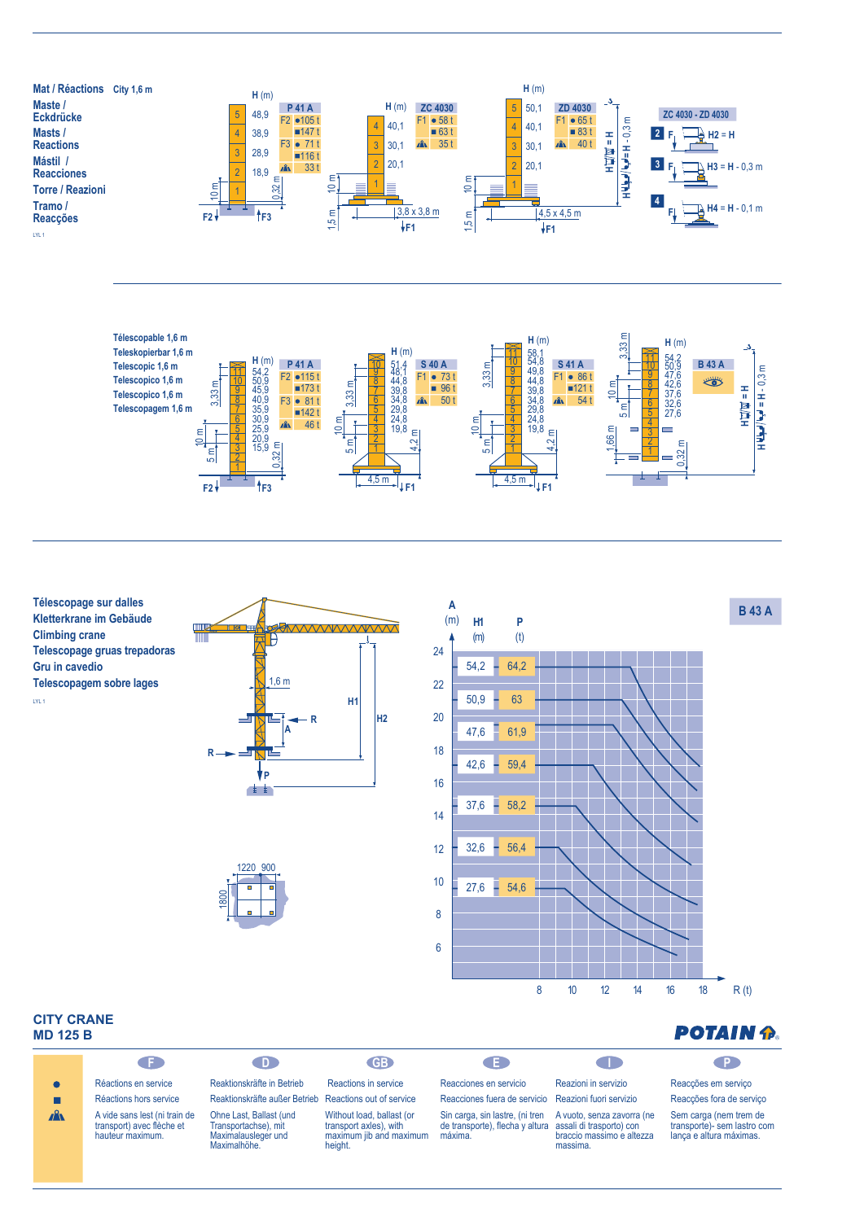## Mat / Réactions · Maste / Eckdrücke · Masts / Reactions · Mástil / Reacciones · Torre / Reazioni · Tramo / Reacções

City 1,6 m

LYL 1

**P 41 A**

| H (m) | | |
|---|---|---|
| 48,9 | F2 | ● 105 t |
| 38,9 | | ■ 147 t |
| 28,9 | F3 | ● 71 t |
| 18,9 | | ■ 116 t |
| | ⛰ | 33 t |

**ZC 4030** (3,8 x 3,8 m)

| H (m) | | |
|---|---|---|
| 40,1 | F1 | ● 58 t |
| 30,1 | | ■ 63 t |
| 20,1 | ⛰ | 35 t |

**ZD 4030** (4,5 x 4,5 m)

| H (m) | | |
|---|---|---|
| 50,1 | F1 | ● 65 t |
| 40,1 | | ■ 83 t |
| 30,1 | ⛰ | 40 t |
| 20,1 | | |

**ZC 4030 - ZD 4030**

2. H2 = H
3. H3 = H - 0,3 m
4. H4 = H - 0,1 m

H1 = H · H2 = H - 0,3 m

## Télescopable 1,6 m · Teleskopierbar 1,6 m · Telescopic 1,6 m · Telescopico 1,6 m · Telescopico 1,6 m · Telescopagem 1,6 m

**P 41 A**

| H (m) | | |
|---|---|---|
| 54,2 | F2 | ● 115 t |
| 50,9 | | ■ 173 t |
| 45,9 | F3 | ● 81 t |
| 40,9 | | ■ 142 t |
| 35,9 | ⛰ | 46 t |
| 30,9 | | |
| 25,9 | | |
| 20,9 | | |
| 15,9 | | |

**S 40 A** (4,5 m)

| H (m) | | |
|---|---|---|
| 51,4 | F1 | ● 73 t |
| 48,1 | | ■ 96 t |
| 44,8 | ⛰ | 50 t |
| 39,8 | | |
| 34,8 | | |
| 29,8 | | |
| 24,8 | | |
| 19,8 | | |

**S 41 A** (4,5 m)

| H (m) | | |
|---|---|---|
| 58,1 | F1 | ● 86 t |
| 54,8 | | ■ 121 t |
| 49,8 | ⛰ | 54 t |
| 44,8 | | |
| 39,8 | | |
| 34,8 | | |
| 29,8 | | |
| 24,8 | | |
| 19,8 | | |

**B 43 A**

H (m): 54,2 · 50,9 · 47,6 · 42,6 · 37,6 · 32,6 · 27,6

H1 = H · H2 = H - 0,3 m

## Télescopage sur dalles · Kletterkrane im Gebäude · Climbing crane · Telescopage gruas trepadoras · Gru in cavedio · Telescopagem sobre lages

LYL 1

1,6 m · 1220 · 900 · 1800

**B 43 A**

| H1 (m) | P (t) |
|---|---|
| 54,2 | 64,2 |
| 50,9 | 63 |
| 47,6 | 61,9 |
| 42,6 | 59,4 |
| 37,6 | 58,2 |
| 32,6 | 56,4 |
| 27,6 | 54,6 |

A (m) / R (t)

**CITY CRANE**
**MD 125 B**

POTAIN

| | F | D | GB | E | I | P |
|---|---|---|---|---|---|---|
| ● | Réactions en service | Reaktionskräfte in Betrieb | Reactions in service | Reacciones en servicio | Reazioni in servizio | Reacções em serviço |
| ■ | Réactions hors service | Reaktionskräfte außer Betrieb | Reactions out of service | Reacciones fuera de servicio | Reazioni fuori servizio | Reacções fora de serviço |
| ⛰ | A vide sans lest (ni train de transport) avec flèche et hauteur maximum. | Ohne Last, Ballast (und Transportachse), mit Maximalausleger und Maximalhöhe. | Without load, ballast (or transport axles), with maximum jib and maximum height. | Sin carga, sin lastre, (ni tren de transporte), flecha y altura máxima. | A vuoto, senza zavorra (ne assali di trasporto) con braccio massimo e altezza massima. | Sem carga (nem trem de transporte)- sem lastro com lança e altura máximas. |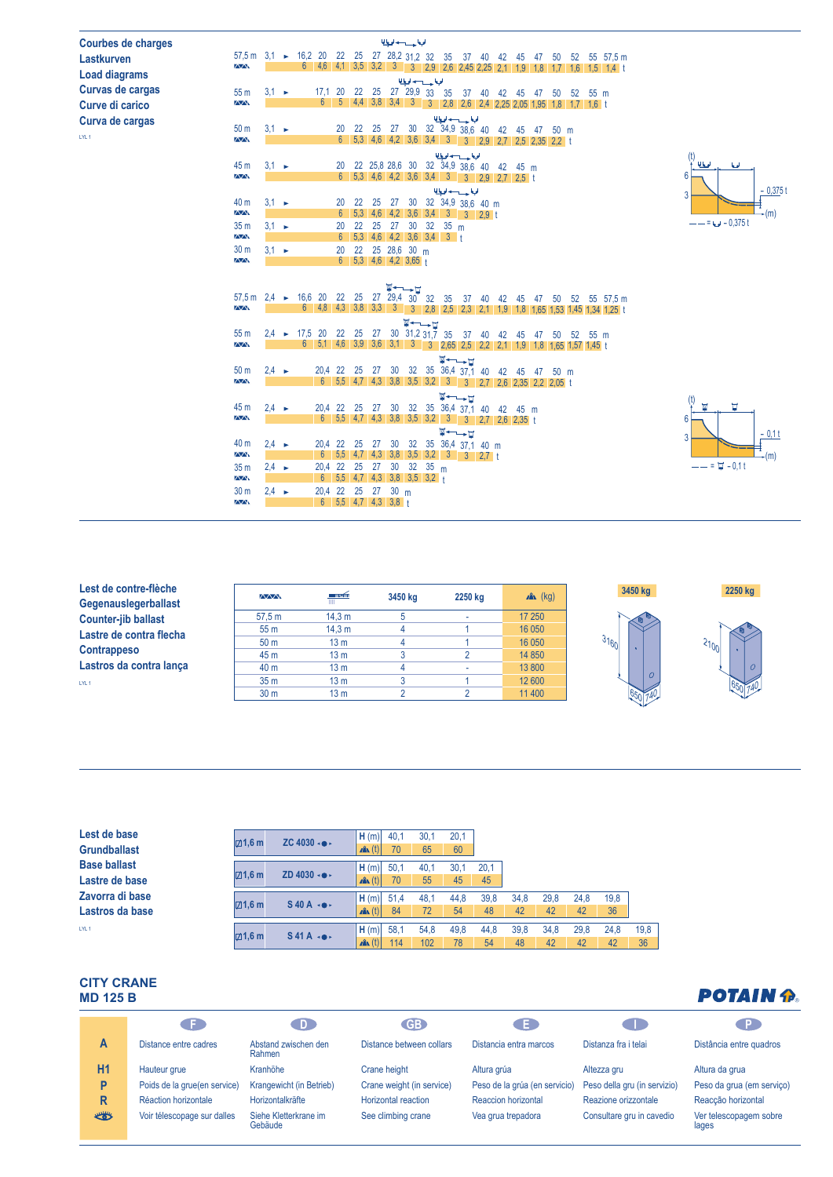# Courbes de charges
# Lastkurven
# Load diagrams
# Curvas de cargas
# Curve di carico
# Curva de cargas

LYL 1

| Jib | m | t | | | | | | | | | | | | | | | | | | | | | |
|---|---|---|---|---|---|---|---|---|---|---|---|---|---|---|---|---|---|---|---|---|---|---|---|
| 57,5 m | m | 3,1 ► | 16,2 | 20 | 22 | 25 | 27 | 28,2 | 31,2 | 32 | 35 | 37 | 40 | 42 | 45 | 47 | 50 | 52 | 55 | 57,5 m |
| | t | | 6 | 4,6 | 4,1 | 3,5 | 3,2 | 3 | 3 | 2,9 | 2,6 | 2,45 | 2,25 | 2,1 | 1,9 | 1,8 | 1,7 | 1,6 | 1,5 | 1,4 t |
| 55 m | m | 3,1 ► | 17,1 | 20 | 22 | 25 | 27 | 29,9 | 33 | 35 | 37 | 40 | 42 | 45 | 47 | 50 | 52 | 55 m |
| | t | | 6 | 5 | 4,4 | 3,8 | 3,4 | 3 | 3 | 2,8 | 2,6 | 2,4 | 2,25 | 2,05 | 1,95 | 1,8 | 1,7 | 1,6 t |
| 50 m | m | 3,1 ► | 20 | 22 | 25 | 27 | 30 | 32 | 34,9 | 38,6 | 40 | 42 | 45 | 47 | 50 m |
| | t | | 6 | 5,3 | 4,6 | 4,2 | 3,6 | 3,4 | 3 | 3 | 2,9 | 2,7 | 2,5 | 2,35 | 2,2 t |
| 45 m | m | 3,1 ► | 20 | 22 | 25,8 | 28,6 | 30 | 32 | 34,9 | 38,6 | 40 | 42 | 45 m |
| | t | | 6 | 5,3 | 4,6 | 4,2 | 3,6 | 3,4 | 3 | 3 | 2,9 | 2,7 | 2,5 t |
| 40 m | m | 3,1 ► | 20 | 22 | 25 | 27 | 30 | 32 | 34,9 | 38,6 | 40 m |
| | t | | 6 | 5,3 | 4,6 | 4,2 | 3,6 | 3,4 | 3 | 3 | 2,9 t |
| 35 m | m | 3,1 ► | 20 | 22 | 25 | 27 | 30 | 32 | 35 m |
| | t | | 6 | 5,3 | 4,6 | 4,2 | 3,6 | 3,4 | 3 t |
| 30 m | m | 3,1 ► | 20 | 22 | 25 | 28,6 | 30 m |
| | t | | 6 | 5,3 | 4,6 | 4,2 | 3,65 t |

(t) 6, 3 — 0,375 t (m); — — = – 0,375 t

| Jib | m | t | | | | | | | | | | | | | | | | | | | | | |
|---|---|---|---|---|---|---|---|---|---|---|---|---|---|---|---|---|---|---|---|---|---|---|---|
| 57,5 m | m | 2,4 ► | 16,6 | 20 | 22 | 25 | 27 | 29,4 | 30 | 32 | 35 | 37 | 40 | 42 | 45 | 47 | 50 | 52 | 55 | 57,5 m |
| | t | | 6 | 4,8 | 4,3 | 3,8 | 3,3 | 3 | 3 | 2,8 | 2,5 | 2,3 | 2,1 | 1,9 | 1,8 | 1,65 | 1,53 | 1,45 | 1,34 | 1,25 t |
| 55 m | m | 2,4 ► | 17,5 | 20 | 22 | 25 | 27 | 30 | 31,2 | 31,7 | 35 | 37 | 40 | 42 | 45 | 47 | 50 | 52 | 55 m |
| | t | | 6 | 5,1 | 4,6 | 3,9 | 3,6 | 3,1 | 3 | 3 | 2,65 | 2,5 | 2,2 | 2,1 | 1,9 | 1,8 | 1,65 | 1,57 | 1,45 t |
| 50 m | m | 2,4 ► | 20,4 | 22 | 25 | 27 | 30 | 32 | 35 | 36,4 | 37,1 | 40 | 42 | 45 | 47 | 50 m |
| | t | | 6 | 5,5 | 4,7 | 4,3 | 3,8 | 3,5 | 3,2 | 3 | 3 | 2,7 | 2,6 | 2,35 | 2,2 | 2,05 t |
| 45 m | m | 2,4 ► | 20,4 | 22 | 25 | 27 | 30 | 32 | 35 | 36,4 | 37,1 | 40 | 42 | 45 m |
| | t | | 6 | 5,5 | 4,7 | 4,3 | 3,8 | 3,5 | 3,2 | 3 | 3 | 2,7 | 2,6 | 2,35 t |
| 40 m | m | 2,4 ► | 20,4 | 22 | 25 | 27 | 30 | 32 | 35 | 36,4 | 37,1 | 40 m |
| | t | | 6 | 5,5 | 4,7 | 4,3 | 3,8 | 3,5 | 3,2 | 3 | 3 | 2,7 t |
| 35 m | m | 2,4 ► | 20,4 | 22 | 25 | 27 | 30 | 32 | 35 m |
| | t | | 6 | 5,5 | 4,7 | 4,3 | 3,8 | 3,5 | 3,2 t |
| 30 m | m | 2,4 ► | 20,4 | 22 | 25 | 27 | 30 m |
| | t | | 6 | 5,5 | 4,7 | 4,3 | 3,8 t |

(t) 6, 3 — 0,1 t (m); — — = – 0,1 t

# Lest de contre-flèche
# Gegenauslegerballast
# Counter-jib ballast
# Lastre de contra flecha
# Contrappeso
# Lastros da contra lança

LYL 1

| Jib | Counter-jib | 3450 kg | 2250 kg | (kg) |
|---|---|---|---|---|
| 57,5 m | 14,3 m | 5 | - | 17 250 |
| 55 m | 14,3 m | 4 | 1 | 16 050 |
| 50 m | 13 m | 4 | 1 | 16 050 |
| 45 m | 13 m | 3 | 2 | 14 850 |
| 40 m | 13 m | 4 | - | 13 800 |
| 35 m | 13 m | 3 | 1 | 12 600 |
| 30 m | 13 m | 2 | 2 | 11 400 |

3450 kg: 3160, 650, 740
2250 kg: 2100, 650, 740

# Lest de base
# Grundballast
# Base ballast
# Lastre de base
# Zavorra di base
# Lastros da base

LYL 1

| | | | | | | | | | | |
|---|---|---|---|---|---|---|---|---|---|---|
| ⊠1,6 m | ZC 4030 | H (m) | 40,1 | 30,1 | 20,1 | | | | | |
| | | (t) | 70 | 65 | 60 | | | | | |
| ⊠1,6 m | ZD 4030 | H (m) | 50,1 | 40,1 | 30,1 | 20,1 | | | | |
| | | (t) | 70 | 55 | 45 | 45 | | | | |
| ⊠1,6 m | S 40 A | H (m) | 51,4 | 48,1 | 44,8 | 39,8 | 34,8 | 29,8 | 24,8 | 19,8 |
| | | (t) | 84 | 72 | 54 | 48 | 42 | 42 | 42 | 36 |
| ⊠1,6 m | S 41 A | H (m) | 58,1 | 54,8 | 49,8 | 44,8 | 39,8 | 34,8 | 29,8 | 24,8 | 19,8 |
| | | (t) | 114 | 102 | 78 | 54 | 48 | 42 | 42 | 42 | 36 |

## CITY CRANE
## MD 125 B

POTAIN

| | F | D | GB | E | I | P |
|---|---|---|---|---|---|---|
| A | Distance entre cadres | Abstand zwischen den Rahmen | Distance between collars | Distancia entra marcos | Distanza fra i telai | Distância entre quadros |
| H1 | Hauteur grue | Kranhöhe | Crane height | Altura grúa | Altezza gru | Altura da grua |
| P | Poids de la grue(en service) | Krangewicht (in Betrieb) | Crane weight (in service) | Peso de la grúa (en servicio) | Peso della gru (in servizio) | Peso da grua (em serviço) |
| R | Réaction horizontale | Horizontalkräfte | Horizontal reaction | Reaccion horizontal | Reazione orizzontale | Reacção horizontal |
| | Voir télescopage sur dalles | Siehe Kletterkrane im Gebäude | See climbing crane | Vea grua trepadora | Consultare gru in cavedio | Ver telescopagem sobre lages |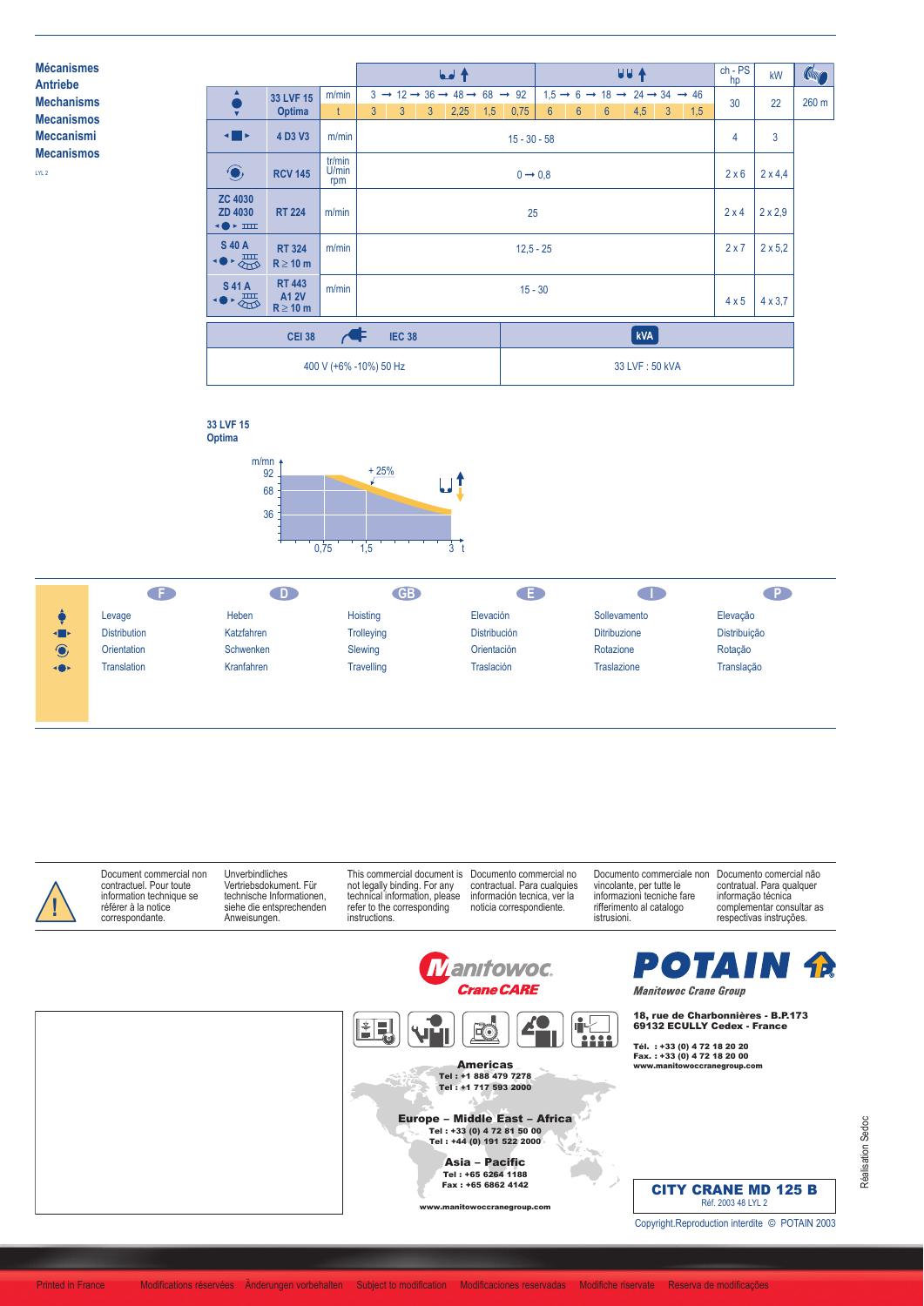**Mécanismes**
**Antriebe**
**Mechanisms**
**Mecanismos**
**Meccanismi**
**Mecanismos**

LYL 2

| | | | Hoisting (single fall) | | | | | | | | | | | | | | Hoisting (double fall) | | | | | | | | | | | | | | | | ch - PS hp | kW | |
|---|---|---|---|---|---|---|---|---|---|---|---|---|---|---|---|---|---|---|---|---|---|---|---|---|---|---|---|---|---|---|---|---|---|---|---|
| Levage | **33 LVF 15 Optima** | m/min | 3 | → | 12 | → | 36 | → | 48 | → | 68 | → | 92 | | | | 1,5 | → | 6 | → | 18 | → | 24 | → | 34 | → | 46 | | | | | | 30 | 22 | 260 m |
| | | t | 3 | | 3 | | 3 | | 2,25 | | 1,5 | | 0,75 | | | | 6 | | 6 | | 6 | | 4,5 | | 3 | | 1,5 | | | | | | | | |
| Distribution | **4 D3 V3** | m/min | 15 - 30 - 58 | | | | | | | | | | | | | | | | | | | | | | | | | | | | | | 4 | 3 | |
| Orientation | **RCV 145** | tr/min U/min rpm | 0 → 0,8 | | | | | | | | | | | | | | | | | | | | | | | | | | | | | | 2 x 6 | 2 x 4,4 | |
| **ZC 4030 ZD 4030** Translation | **RT 224** | m/min | 25 | | | | | | | | | | | | | | | | | | | | | | | | | | | | | | 2 x 4 | 2 x 2,9 | |
| **S 40 A** Translation | **RT 324 R ≥ 10 m** | m/min | 12,5 - 25 | | | | | | | | | | | | | | | | | | | | | | | | | | | | | | 2 x 7 | 2 x 5,2 | |
| **S 41 A** Translation | **RT 443 A1 2V R ≥ 10 m** | m/min | 15 - 30 | | | | | | | | | | | | | | | | | | | | | | | | | | | | | | 4 x 5 | 4 x 3,7 | |

| **CEI 38** — **IEC 38** | **kVA** |
|---|---|
| 400 V (+6% -10%) 50 Hz | 33 LVF : 50 kVA |

**33 LVF 15**
**Optima**

m/mn
92
68
36
+ 25%
0,75
1,5
3 t

| | F | D | GB | E | I | P |
|---|---|---|---|---|---|---|
| | Levage | Heben | Hoisting | Elevación | Sollevamento | Elevação |
| | Distribution | Katzfahren | Trolleying | Distribución | Ditribuzione | Distribuição |
| | Orientation | Schwenken | Slewing | Orientación | Rotazione | Rotação |
| | Translation | Kranfahren | Travelling | Traslación | Traslazione | Translação |

Document commercial non contractuel. Pour toute information technique se référer à la notice correspondante.

Unverbindliches Vertriebsdokument. Für technische Informationen, siehe die entsprechenden Anweisungen.

This commercial document is not legally binding. For any technical information, please refer to the corresponding instructions.

Documento commercial no contractual. Para cualquies información tecnica, ver la noticia correspondiente.

Documento commerciale non vincolante, per tutte le informazioni tecniche fare rifferimento al catalogo istrusioni.

Documento comercial não contratual. Para qualquer informação técnica complementar consultar as respectivas instruções.

Manitowoc Crane CARE

**Americas**
Tel : +1 888 479 7278
Tel : +1 717 593 2000

**Europe – Middle East – Africa**
Tel : +33 (0) 4 72 81 50 00
Tel : +44 (0) 191 522 2000

**Asia – Pacific**
Tel : +65 6264 1188
Fax : +65 6862 4142

www.manitowoccranegroup.com

**POTAIN**
Manitowoc Crane Group

18, rue de Charbonnières - B.P.173
69132 ECULLY Cedex - France

Tél. : +33 (0) 4 72 18 20 20
Fax. : +33 (0) 4 72 18 20 00
www.manitowoccranegroup.com

**CITY CRANE MD 125 B**
Réf. 2003 48 LYL 2

Copyright.Reproduction interdite © POTAIN 2003

Réalisation Sedoc

Printed in France — Modifications réservées — Änderungen vorbehalten — Subject to modification — Modificaciones reservadas — Modifiche riservate — Reserva de modificações